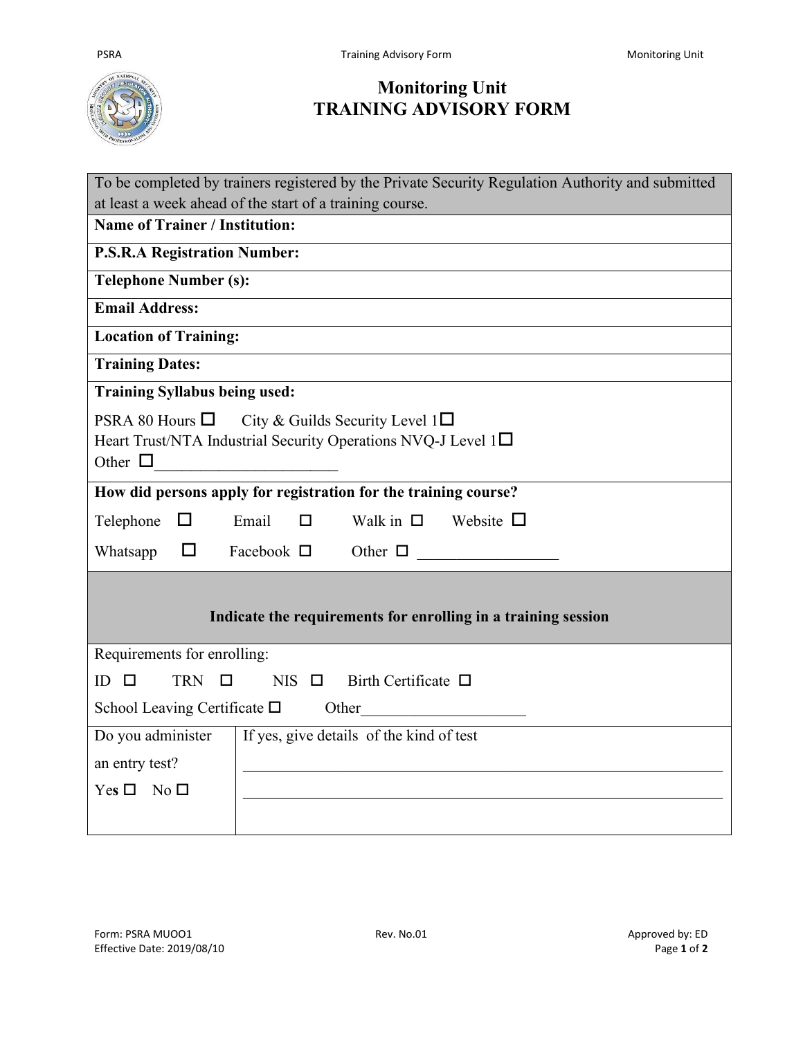# Monitoring Unit
# TRAINING ADVISORY FORM

To be completed by trainers registered by the Private Security Regulation Authority and submitted at least a week ahead of the start of a training course.

**Name of Trainer / Institution:**

**P.S.R.A Registration Number:**

**Telephone Number (s):**

**Email Address:**

**Location of Training:**

**Training Dates:**

**Training Syllabus being used:**

PSRA 80 Hours ☐ City & Guilds Security Level 1☐
Heart Trust/NTA Industrial Security Operations NVQ-J Level 1☐
Other ☐______________________

**How did persons apply for registration for the training course?**

Telephone ☐ Email ☐ Walk in ☐ Website ☐

Whatsapp ☐ Facebook ☐ Other ☐ _________________

**Indicate the requirements for enrolling in a training session**

Requirements for enrolling:

ID ☐ TRN ☐ NIS ☐ Birth Certificate ☐

School Leaving Certificate ☐ Other____________________

| Do you administer an entry test? Yes ☐ No ☐ | If yes, give details of the kind of test ______________________________ ______________________________ |
|---|---|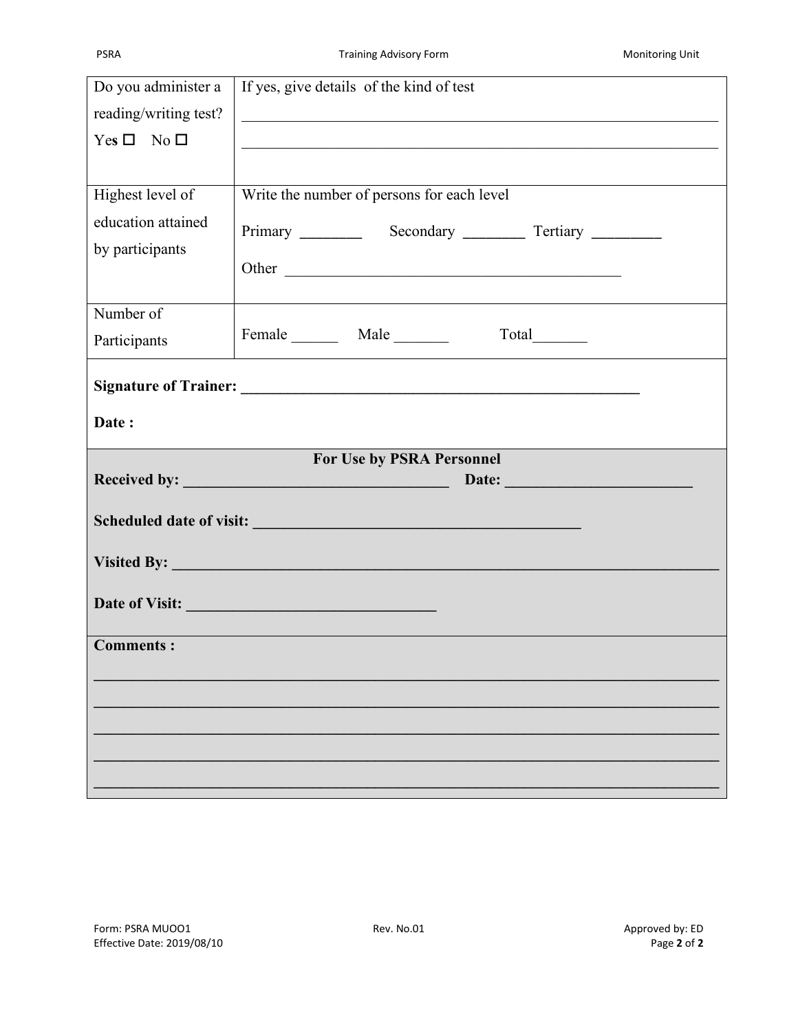| | |
|---|---|
| Do you administer a reading/writing test?<br>Yes ☐ No ☐ | If yes, give details of the kind of test<br>____________________________________________<br>____________________________________________ |
| Highest level of education attained by participants | Write the number of persons for each level<br>Primary ________ Secondary ________ Tertiary _________<br>Other ____________________________________________ |
| Number of Participants | Female ______ Male _______ Total_______ |

**Signature of Trainer: ____________________________________________________**

**Date :**

**For Use by PSRA Personnel**

**Received by: _________________________________ Date: ________________________**

**Scheduled date of visit: __________________________________________**

**Visited By: ___________________________________________________________________**

**Date of Visit: _______________________________**

**Comments :**

_____________________________________________________________________________

_____________________________________________________________________________

_____________________________________________________________________________

_____________________________________________________________________________

_____________________________________________________________________________

Form: PSRA MUOO1 Rev. No.01 Approved by: ED
Effective Date: 2019/08/10